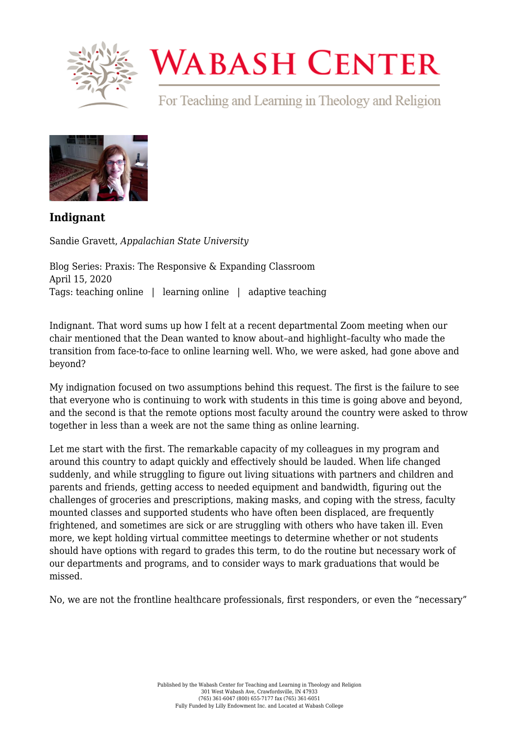# Wabash Center

For Teaching and Learning in Theology and Religion

## Indignant

Sandie Gravett, *Appalachian State University*

Blog Series: Praxis: The Responsive & Expanding Classroom
April 15, 2020
Tags: teaching online | learning online | adaptive teaching

Indignant. That word sums up how I felt at a recent departmental Zoom meeting when our chair mentioned that the Dean wanted to know about–and highlight–faculty who made the transition from face-to-face to online learning well. Who, we were asked, had gone above and beyond?

My indignation focused on two assumptions behind this request. The first is the failure to see that everyone who is continuing to work with students in this time is going above and beyond, and the second is that the remote options most faculty around the country were asked to throw together in less than a week are not the same thing as online learning.

Let me start with the first. The remarkable capacity of my colleagues in my program and around this country to adapt quickly and effectively should be lauded. When life changed suddenly, and while struggling to figure out living situations with partners and children and parents and friends, getting access to needed equipment and bandwidth, figuring out the challenges of groceries and prescriptions, making masks, and coping with the stress, faculty mounted classes and supported students who have often been displaced, are frequently frightened, and sometimes are sick or are struggling with others who have taken ill. Even more, we kept holding virtual committee meetings to determine whether or not students should have options with regard to grades this term, to do the routine but necessary work of our departments and programs, and to consider ways to mark graduations that would be missed.

No, we are not the frontline healthcare professionals, first responders, or even the "necessary"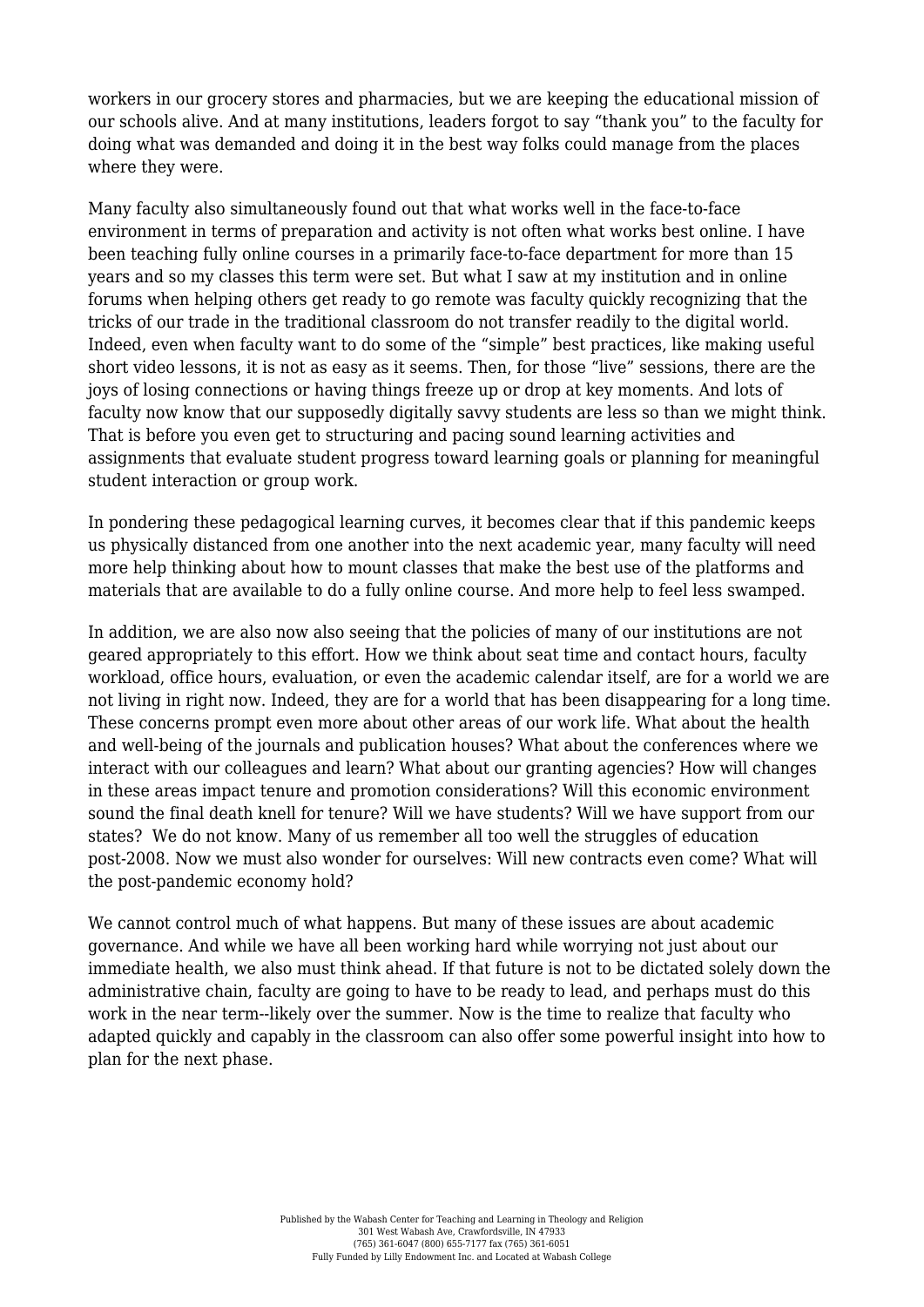workers in our grocery stores and pharmacies, but we are keeping the educational mission of our schools alive. And at many institutions, leaders forgot to say "thank you" to the faculty for doing what was demanded and doing it in the best way folks could manage from the places where they were.

Many faculty also simultaneously found out that what works well in the face-to-face environment in terms of preparation and activity is not often what works best online. I have been teaching fully online courses in a primarily face-to-face department for more than 15 years and so my classes this term were set. But what I saw at my institution and in online forums when helping others get ready to go remote was faculty quickly recognizing that the tricks of our trade in the traditional classroom do not transfer readily to the digital world. Indeed, even when faculty want to do some of the "simple" best practices, like making useful short video lessons, it is not as easy as it seems. Then, for those "live" sessions, there are the joys of losing connections or having things freeze up or drop at key moments. And lots of faculty now know that our supposedly digitally savvy students are less so than we might think. That is before you even get to structuring and pacing sound learning activities and assignments that evaluate student progress toward learning goals or planning for meaningful student interaction or group work.

In pondering these pedagogical learning curves, it becomes clear that if this pandemic keeps us physically distanced from one another into the next academic year, many faculty will need more help thinking about how to mount classes that make the best use of the platforms and materials that are available to do a fully online course. And more help to feel less swamped.

In addition, we are also now also seeing that the policies of many of our institutions are not geared appropriately to this effort. How we think about seat time and contact hours, faculty workload, office hours, evaluation, or even the academic calendar itself, are for a world we are not living in right now. Indeed, they are for a world that has been disappearing for a long time. These concerns prompt even more about other areas of our work life. What about the health and well-being of the journals and publication houses? What about the conferences where we interact with our colleagues and learn? What about our granting agencies? How will changes in these areas impact tenure and promotion considerations? Will this economic environment sound the final death knell for tenure? Will we have students? Will we have support from our states? We do not know. Many of us remember all too well the struggles of education post-2008. Now we must also wonder for ourselves: Will new contracts even come? What will the post-pandemic economy hold?

We cannot control much of what happens. But many of these issues are about academic governance. And while we have all been working hard while worrying not just about our immediate health, we also must think ahead. If that future is not to be dictated solely down the administrative chain, faculty are going to have to be ready to lead, and perhaps must do this work in the near term--likely over the summer. Now is the time to realize that faculty who adapted quickly and capably in the classroom can also offer some powerful insight into how to plan for the next phase.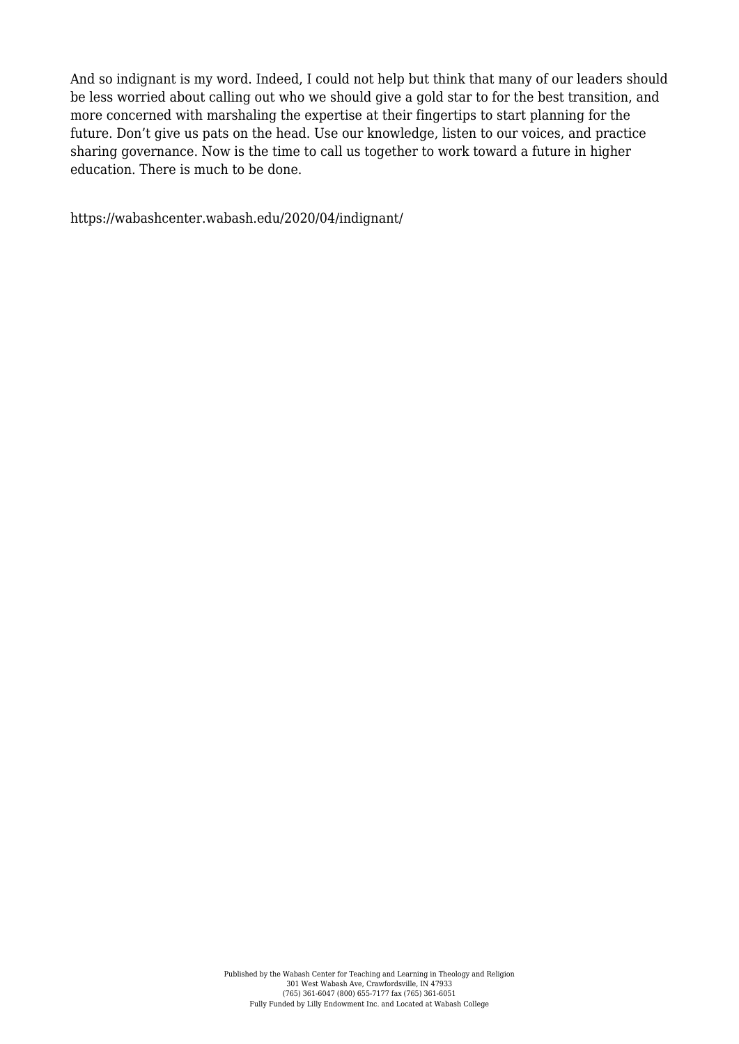And so indignant is my word. Indeed, I could not help but think that many of our leaders should be less worried about calling out who we should give a gold star to for the best transition, and more concerned with marshaling the expertise at their fingertips to start planning for the future. Don't give us pats on the head. Use our knowledge, listen to our voices, and practice sharing governance. Now is the time to call us together to work toward a future in higher education. There is much to be done.

https://wabashcenter.wabash.edu/2020/04/indignant/